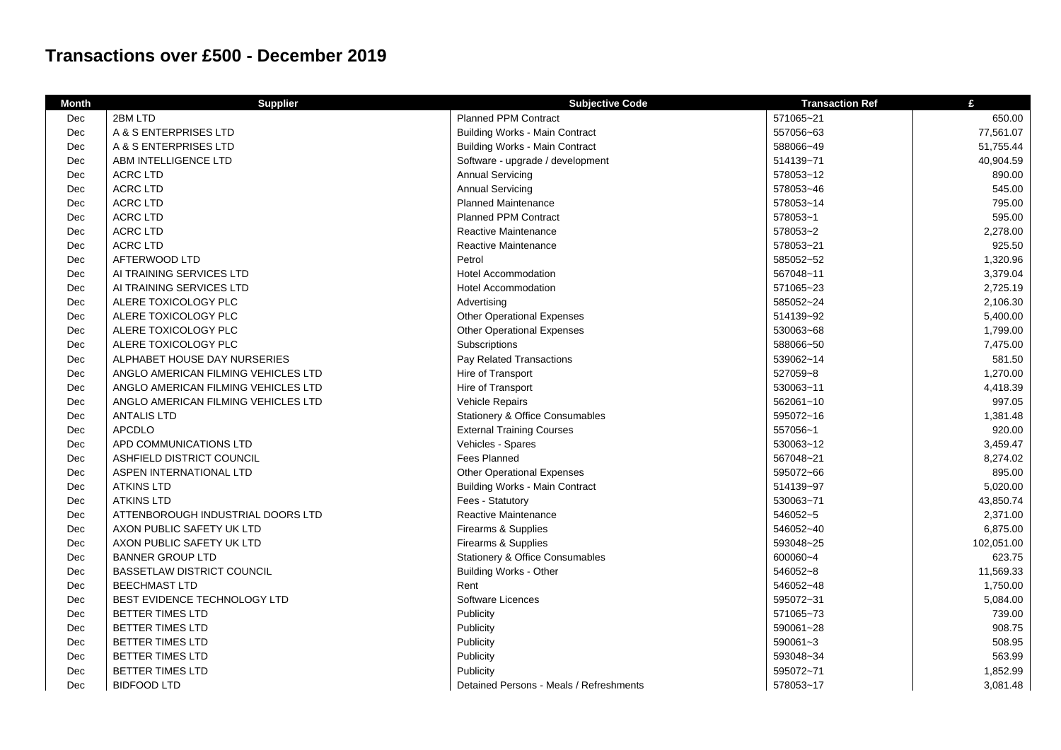# Transactions over £500 - December 2019

| Month | Supplier | Subjective Code | Transaction Ref | £ |
|---|---|---|---|---|
| Dec | 2BM LTD | Planned PPM Contract | 571065~21 | 650.00 |
| Dec | A & S ENTERPRISES LTD | Building Works - Main Contract | 557056~63 | 77,561.07 |
| Dec | A & S ENTERPRISES LTD | Building Works - Main Contract | 588066~49 | 51,755.44 |
| Dec | ABM INTELLIGENCE LTD | Software - upgrade / development | 514139~71 | 40,904.59 |
| Dec | ACRC LTD | Annual Servicing | 578053~12 | 890.00 |
| Dec | ACRC LTD | Annual Servicing | 578053~46 | 545.00 |
| Dec | ACRC LTD | Planned Maintenance | 578053~14 | 795.00 |
| Dec | ACRC LTD | Planned PPM Contract | 578053~1 | 595.00 |
| Dec | ACRC LTD | Reactive Maintenance | 578053~2 | 2,278.00 |
| Dec | ACRC LTD | Reactive Maintenance | 578053~21 | 925.50 |
| Dec | AFTERWOOD LTD | Petrol | 585052~52 | 1,320.96 |
| Dec | AI TRAINING SERVICES LTD | Hotel Accommodation | 567048~11 | 3,379.04 |
| Dec | AI TRAINING SERVICES LTD | Hotel Accommodation | 571065~23 | 2,725.19 |
| Dec | ALERE TOXICOLOGY PLC | Advertising | 585052~24 | 2,106.30 |
| Dec | ALERE TOXICOLOGY PLC | Other Operational Expenses | 514139~92 | 5,400.00 |
| Dec | ALERE TOXICOLOGY PLC | Other Operational Expenses | 530063~68 | 1,799.00 |
| Dec | ALERE TOXICOLOGY PLC | Subscriptions | 588066~50 | 7,475.00 |
| Dec | ALPHABET HOUSE DAY NURSERIES | Pay Related Transactions | 539062~14 | 581.50 |
| Dec | ANGLO AMERICAN FILMING VEHICLES LTD | Hire of Transport | 527059~8 | 1,270.00 |
| Dec | ANGLO AMERICAN FILMING VEHICLES LTD | Hire of Transport | 530063~11 | 4,418.39 |
| Dec | ANGLO AMERICAN FILMING VEHICLES LTD | Vehicle Repairs | 562061~10 | 997.05 |
| Dec | ANTALIS LTD | Stationery & Office Consumables | 595072~16 | 1,381.48 |
| Dec | APCDLO | External Training Courses | 557056~1 | 920.00 |
| Dec | APD COMMUNICATIONS LTD | Vehicles - Spares | 530063~12 | 3,459.47 |
| Dec | ASHFIELD DISTRICT COUNCIL | Fees Planned | 567048~21 | 8,274.02 |
| Dec | ASPEN INTERNATIONAL LTD | Other Operational Expenses | 595072~66 | 895.00 |
| Dec | ATKINS LTD | Building Works - Main Contract | 514139~97 | 5,020.00 |
| Dec | ATKINS LTD | Fees - Statutory | 530063~71 | 43,850.74 |
| Dec | ATTENBOROUGH INDUSTRIAL DOORS LTD | Reactive Maintenance | 546052~5 | 2,371.00 |
| Dec | AXON PUBLIC SAFETY UK LTD | Firearms & Supplies | 546052~40 | 6,875.00 |
| Dec | AXON PUBLIC SAFETY UK LTD | Firearms & Supplies | 593048~25 | 102,051.00 |
| Dec | BANNER GROUP LTD | Stationery & Office Consumables | 600060~4 | 623.75 |
| Dec | BASSETLAW DISTRICT COUNCIL | Building Works - Other | 546052~8 | 11,569.33 |
| Dec | BEECHMAST LTD | Rent | 546052~48 | 1,750.00 |
| Dec | BEST EVIDENCE TECHNOLOGY LTD | Software Licences | 595072~31 | 5,084.00 |
| Dec | BETTER TIMES LTD | Publicity | 571065~73 | 739.00 |
| Dec | BETTER TIMES LTD | Publicity | 590061~28 | 908.75 |
| Dec | BETTER TIMES LTD | Publicity | 590061~3 | 508.95 |
| Dec | BETTER TIMES LTD | Publicity | 593048~34 | 563.99 |
| Dec | BETTER TIMES LTD | Publicity | 595072~71 | 1,852.99 |
| Dec | BIDFOOD LTD | Detained Persons - Meals / Refreshments | 578053~17 | 3,081.48 |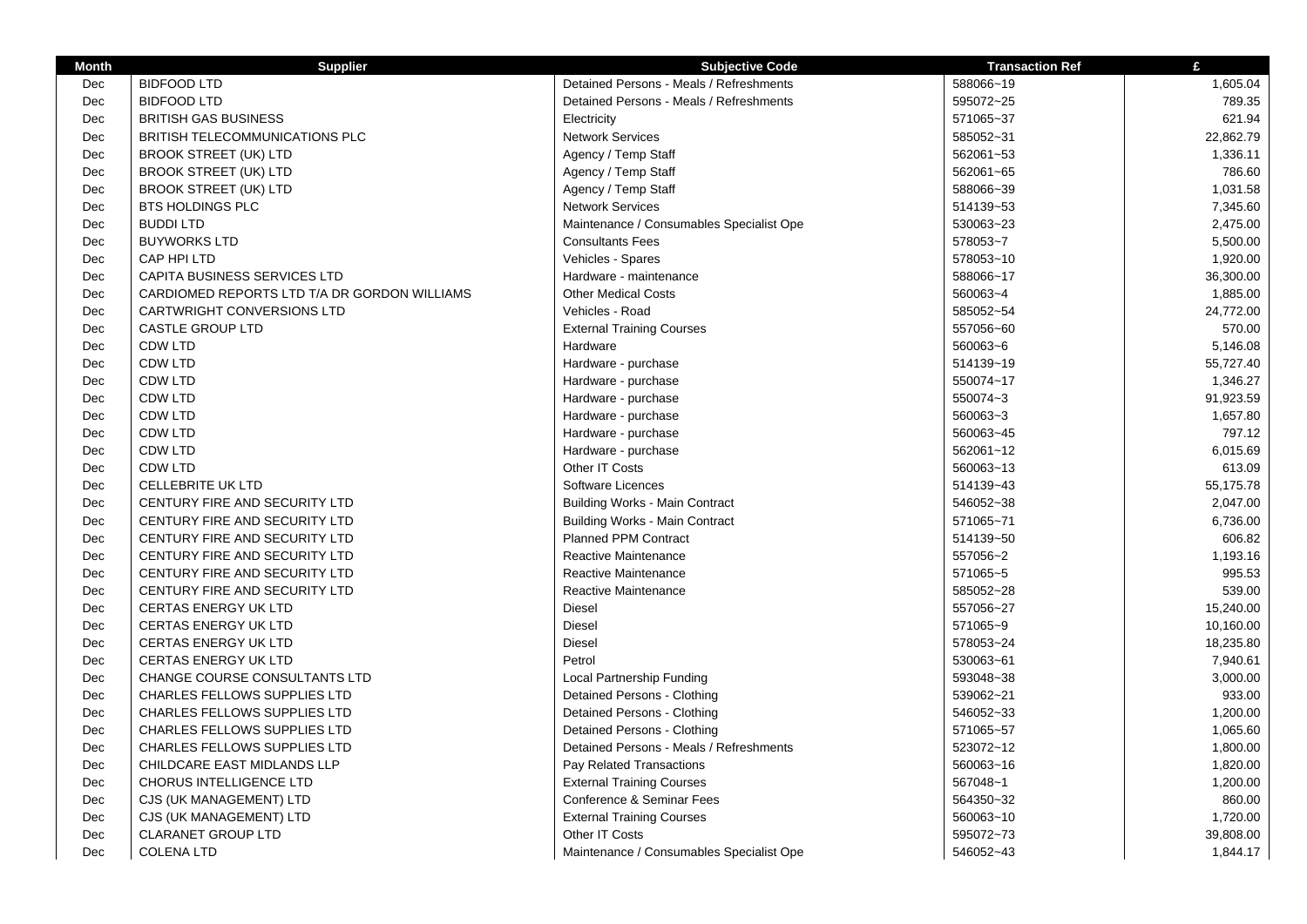| Month | Supplier | Subjective Code | Transaction Ref | £ |
|---|---|---|---|---|
| Dec | BIDFOOD LTD | Detained Persons - Meals / Refreshments | 588066~19 | 1,605.04 |
| Dec | BIDFOOD LTD | Detained Persons - Meals / Refreshments | 595072~25 | 789.35 |
| Dec | BRITISH GAS BUSINESS | Electricity | 571065~37 | 621.94 |
| Dec | BRITISH TELECOMMUNICATIONS PLC | Network Services | 585052~31 | 22,862.79 |
| Dec | BROOK STREET (UK) LTD | Agency / Temp Staff | 562061~53 | 1,336.11 |
| Dec | BROOK STREET (UK) LTD | Agency / Temp Staff | 562061~65 | 786.60 |
| Dec | BROOK STREET (UK) LTD | Agency / Temp Staff | 588066~39 | 1,031.58 |
| Dec | BTS HOLDINGS PLC | Network Services | 514139~53 | 7,345.60 |
| Dec | BUDDI LTD | Maintenance / Consumables Specialist Ope | 530063~23 | 2,475.00 |
| Dec | BUYWORKS LTD | Consultants Fees | 578053~7 | 5,500.00 |
| Dec | CAP HPI LTD | Vehicles - Spares | 578053~10 | 1,920.00 |
| Dec | CAPITA BUSINESS SERVICES LTD | Hardware - maintenance | 588066~17 | 36,300.00 |
| Dec | CARDIOMED REPORTS LTD T/A DR GORDON WILLIAMS | Other Medical Costs | 560063~4 | 1,885.00 |
| Dec | CARTWRIGHT CONVERSIONS LTD | Vehicles - Road | 585052~54 | 24,772.00 |
| Dec | CASTLE GROUP LTD | External Training Courses | 557056~60 | 570.00 |
| Dec | CDW LTD | Hardware | 560063~6 | 5,146.08 |
| Dec | CDW LTD | Hardware - purchase | 514139~19 | 55,727.40 |
| Dec | CDW LTD | Hardware - purchase | 550074~17 | 1,346.27 |
| Dec | CDW LTD | Hardware - purchase | 550074~3 | 91,923.59 |
| Dec | CDW LTD | Hardware - purchase | 560063~3 | 1,657.80 |
| Dec | CDW LTD | Hardware - purchase | 560063~45 | 797.12 |
| Dec | CDW LTD | Hardware - purchase | 562061~12 | 6,015.69 |
| Dec | CDW LTD | Other IT Costs | 560063~13 | 613.09 |
| Dec | CELLEBRITE UK LTD | Software Licences | 514139~43 | 55,175.78 |
| Dec | CENTURY FIRE AND SECURITY LTD | Building Works - Main Contract | 546052~38 | 2,047.00 |
| Dec | CENTURY FIRE AND SECURITY LTD | Building Works - Main Contract | 571065~71 | 6,736.00 |
| Dec | CENTURY FIRE AND SECURITY LTD | Planned PPM Contract | 514139~50 | 606.82 |
| Dec | CENTURY FIRE AND SECURITY LTD | Reactive Maintenance | 557056~2 | 1,193.16 |
| Dec | CENTURY FIRE AND SECURITY LTD | Reactive Maintenance | 571065~5 | 995.53 |
| Dec | CENTURY FIRE AND SECURITY LTD | Reactive Maintenance | 585052~28 | 539.00 |
| Dec | CERTAS ENERGY UK LTD | Diesel | 557056~27 | 15,240.00 |
| Dec | CERTAS ENERGY UK LTD | Diesel | 571065~9 | 10,160.00 |
| Dec | CERTAS ENERGY UK LTD | Diesel | 578053~24 | 18,235.80 |
| Dec | CERTAS ENERGY UK LTD | Petrol | 530063~61 | 7,940.61 |
| Dec | CHANGE COURSE CONSULTANTS LTD | Local Partnership Funding | 593048~38 | 3,000.00 |
| Dec | CHARLES FELLOWS SUPPLIES LTD | Detained Persons - Clothing | 539062~21 | 933.00 |
| Dec | CHARLES FELLOWS SUPPLIES LTD | Detained Persons - Clothing | 546052~33 | 1,200.00 |
| Dec | CHARLES FELLOWS SUPPLIES LTD | Detained Persons - Clothing | 571065~57 | 1,065.60 |
| Dec | CHARLES FELLOWS SUPPLIES LTD | Detained Persons - Meals / Refreshments | 523072~12 | 1,800.00 |
| Dec | CHILDCARE EAST MIDLANDS LLP | Pay Related Transactions | 560063~16 | 1,820.00 |
| Dec | CHORUS INTELLIGENCE LTD | External Training Courses | 567048~1 | 1,200.00 |
| Dec | CJS (UK MANAGEMENT) LTD | Conference & Seminar Fees | 564350~32 | 860.00 |
| Dec | CJS (UK MANAGEMENT) LTD | External Training Courses | 560063~10 | 1,720.00 |
| Dec | CLARANET GROUP LTD | Other IT Costs | 595072~73 | 39,808.00 |
| Dec | COLENA LTD | Maintenance / Consumables Specialist Ope | 546052~43 | 1,844.17 |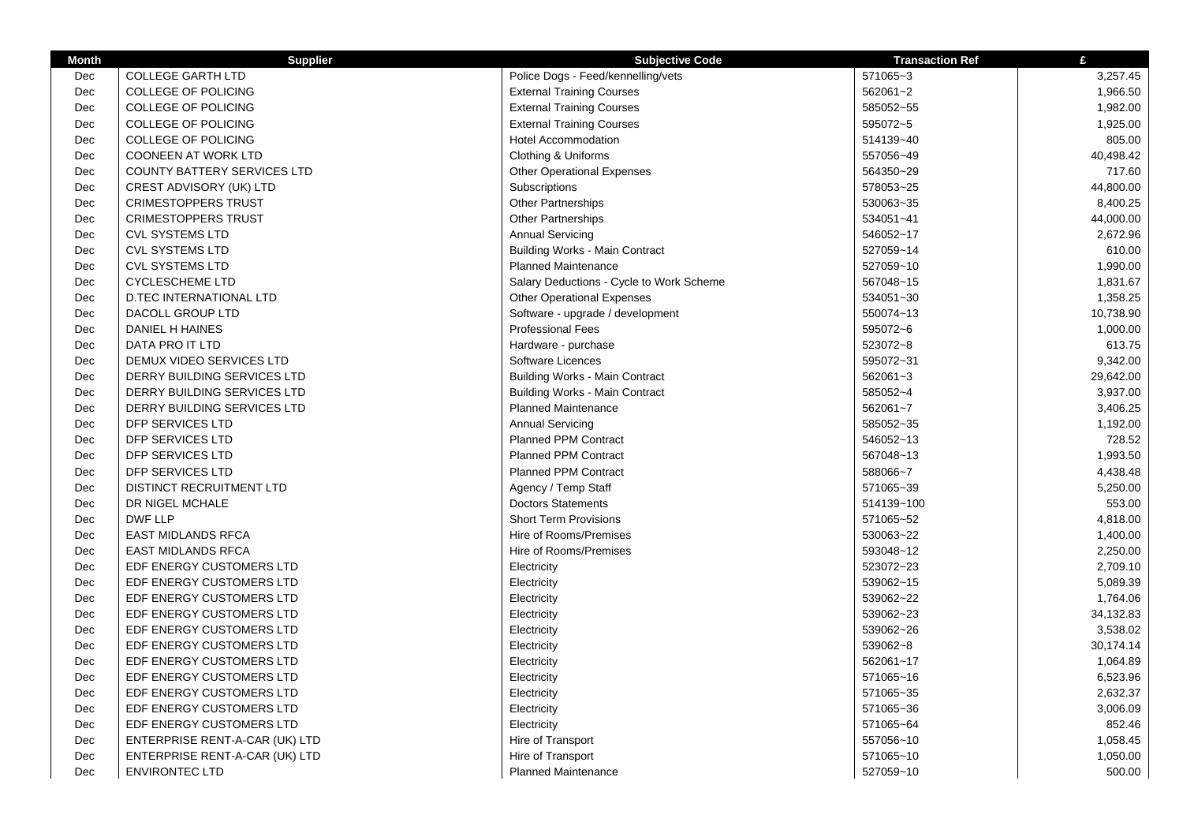| Month | Supplier | Subjective Code | Transaction Ref | £ |
|---|---|---|---|---|
| Dec | COLLEGE GARTH LTD | Police Dogs - Feed/kennelling/vets | 571065~3 | 3,257.45 |
| Dec | COLLEGE OF POLICING | External Training Courses | 562061~2 | 1,966.50 |
| Dec | COLLEGE OF POLICING | External Training Courses | 585052~55 | 1,982.00 |
| Dec | COLLEGE OF POLICING | External Training Courses | 595072~5 | 1,925.00 |
| Dec | COLLEGE OF POLICING | Hotel Accommodation | 514139~40 | 805.00 |
| Dec | COONEEN AT WORK LTD | Clothing & Uniforms | 557056~49 | 40,498.42 |
| Dec | COUNTY BATTERY SERVICES LTD | Other Operational Expenses | 564350~29 | 717.60 |
| Dec | CREST ADVISORY (UK) LTD | Subscriptions | 578053~25 | 44,800.00 |
| Dec | CRIMESTOPPERS TRUST | Other Partnerships | 530063~35 | 8,400.25 |
| Dec | CRIMESTOPPERS TRUST | Other Partnerships | 534051~41 | 44,000.00 |
| Dec | CVL SYSTEMS LTD | Annual Servicing | 546052~17 | 2,672.96 |
| Dec | CVL SYSTEMS LTD | Building Works - Main Contract | 527059~14 | 610.00 |
| Dec | CVL SYSTEMS LTD | Planned Maintenance | 527059~10 | 1,990.00 |
| Dec | CYCLESCHEME LTD | Salary Deductions - Cycle to Work Scheme | 567048~15 | 1,831.67 |
| Dec | D.TEC INTERNATIONAL LTD | Other Operational Expenses | 534051~30 | 1,358.25 |
| Dec | DACOLL GROUP LTD | Software - upgrade / development | 550074~13 | 10,738.90 |
| Dec | DANIEL H HAINES | Professional Fees | 595072~6 | 1,000.00 |
| Dec | DATA PRO IT LTD | Hardware - purchase | 523072~8 | 613.75 |
| Dec | DEMUX VIDEO SERVICES LTD | Software Licences | 595072~31 | 9,342.00 |
| Dec | DERRY BUILDING SERVICES LTD | Building Works - Main Contract | 562061~3 | 29,642.00 |
| Dec | DERRY BUILDING SERVICES LTD | Building Works - Main Contract | 585052~4 | 3,937.00 |
| Dec | DERRY BUILDING SERVICES LTD | Planned Maintenance | 562061~7 | 3,406.25 |
| Dec | DFP SERVICES LTD | Annual Servicing | 585052~35 | 1,192.00 |
| Dec | DFP SERVICES LTD | Planned PPM Contract | 546052~13 | 728.52 |
| Dec | DFP SERVICES LTD | Planned PPM Contract | 567048~13 | 1,993.50 |
| Dec | DFP SERVICES LTD | Planned PPM Contract | 588066~7 | 4,438.48 |
| Dec | DISTINCT RECRUITMENT LTD | Agency / Temp Staff | 571065~39 | 5,250.00 |
| Dec | DR NIGEL MCHALE | Doctors Statements | 514139~100 | 553.00 |
| Dec | DWF LLP | Short Term Provisions | 571065~52 | 4,818.00 |
| Dec | EAST MIDLANDS RFCA | Hire of Rooms/Premises | 530063~22 | 1,400.00 |
| Dec | EAST MIDLANDS RFCA | Hire of Rooms/Premises | 593048~12 | 2,250.00 |
| Dec | EDF ENERGY CUSTOMERS LTD | Electricity | 523072~23 | 2,709.10 |
| Dec | EDF ENERGY CUSTOMERS LTD | Electricity | 539062~15 | 5,089.39 |
| Dec | EDF ENERGY CUSTOMERS LTD | Electricity | 539062~22 | 1,764.06 |
| Dec | EDF ENERGY CUSTOMERS LTD | Electricity | 539062~23 | 34,132.83 |
| Dec | EDF ENERGY CUSTOMERS LTD | Electricity | 539062~26 | 3,538.02 |
| Dec | EDF ENERGY CUSTOMERS LTD | Electricity | 539062~8 | 30,174.14 |
| Dec | EDF ENERGY CUSTOMERS LTD | Electricity | 562061~17 | 1,064.89 |
| Dec | EDF ENERGY CUSTOMERS LTD | Electricity | 571065~16 | 6,523.96 |
| Dec | EDF ENERGY CUSTOMERS LTD | Electricity | 571065~35 | 2,632.37 |
| Dec | EDF ENERGY CUSTOMERS LTD | Electricity | 571065~36 | 3,006.09 |
| Dec | EDF ENERGY CUSTOMERS LTD | Electricity | 571065~64 | 852.46 |
| Dec | ENTERPRISE RENT-A-CAR (UK) LTD | Hire of Transport | 557056~10 | 1,058.45 |
| Dec | ENTERPRISE RENT-A-CAR (UK) LTD | Hire of Transport | 571065~10 | 1,050.00 |
| Dec | ENVIRONTEC LTD | Planned Maintenance | 527059~10 | 500.00 |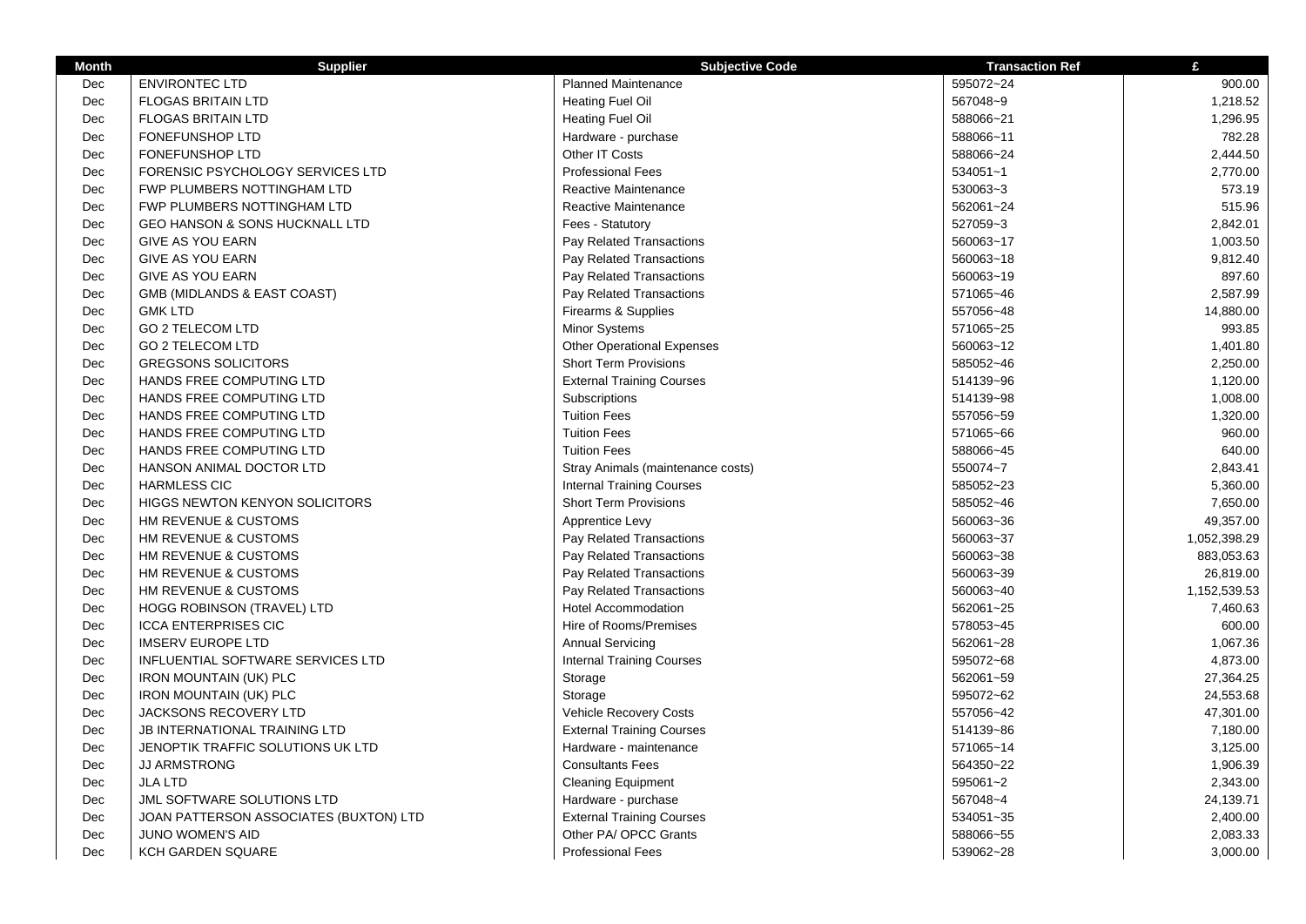| Month | Supplier | Subjective Code | Transaction Ref | £ |
|---|---|---|---|---|
| Dec | ENVIRONTEC LTD | Planned Maintenance | 595072~24 | 900.00 |
| Dec | FLOGAS BRITAIN LTD | Heating Fuel Oil | 567048~9 | 1,218.52 |
| Dec | FLOGAS BRITAIN LTD | Heating Fuel Oil | 588066~21 | 1,296.95 |
| Dec | FONEFUNSHOP LTD | Hardware - purchase | 588066~11 | 782.28 |
| Dec | FONEFUNSHOP LTD | Other IT Costs | 588066~24 | 2,444.50 |
| Dec | FORENSIC PSYCHOLOGY SERVICES LTD | Professional Fees | 534051~1 | 2,770.00 |
| Dec | FWP PLUMBERS NOTTINGHAM LTD | Reactive Maintenance | 530063~3 | 573.19 |
| Dec | FWP PLUMBERS NOTTINGHAM LTD | Reactive Maintenance | 562061~24 | 515.96 |
| Dec | GEO HANSON & SONS HUCKNALL LTD | Fees - Statutory | 527059~3 | 2,842.01 |
| Dec | GIVE AS YOU EARN | Pay Related Transactions | 560063~17 | 1,003.50 |
| Dec | GIVE AS YOU EARN | Pay Related Transactions | 560063~18 | 9,812.40 |
| Dec | GIVE AS YOU EARN | Pay Related Transactions | 560063~19 | 897.60 |
| Dec | GMB (MIDLANDS & EAST COAST) | Pay Related Transactions | 571065~46 | 2,587.99 |
| Dec | GMK LTD | Firearms & Supplies | 557056~48 | 14,880.00 |
| Dec | GO 2 TELECOM LTD | Minor Systems | 571065~25 | 993.85 |
| Dec | GO 2 TELECOM LTD | Other Operational Expenses | 560063~12 | 1,401.80 |
| Dec | GREGSONS SOLICITORS | Short Term Provisions | 585052~46 | 2,250.00 |
| Dec | HANDS FREE COMPUTING LTD | External Training Courses | 514139~96 | 1,120.00 |
| Dec | HANDS FREE COMPUTING LTD | Subscriptions | 514139~98 | 1,008.00 |
| Dec | HANDS FREE COMPUTING LTD | Tuition Fees | 557056~59 | 1,320.00 |
| Dec | HANDS FREE COMPUTING LTD | Tuition Fees | 571065~66 | 960.00 |
| Dec | HANDS FREE COMPUTING LTD | Tuition Fees | 588066~45 | 640.00 |
| Dec | HANSON ANIMAL DOCTOR LTD | Stray Animals (maintenance costs) | 550074~7 | 2,843.41 |
| Dec | HARMLESS CIC | Internal Training Courses | 585052~23 | 5,360.00 |
| Dec | HIGGS NEWTON KENYON SOLICITORS | Short Term Provisions | 585052~46 | 7,650.00 |
| Dec | HM REVENUE & CUSTOMS | Apprentice Levy | 560063~36 | 49,357.00 |
| Dec | HM REVENUE & CUSTOMS | Pay Related Transactions | 560063~37 | 1,052,398.29 |
| Dec | HM REVENUE & CUSTOMS | Pay Related Transactions | 560063~38 | 883,053.63 |
| Dec | HM REVENUE & CUSTOMS | Pay Related Transactions | 560063~39 | 26,819.00 |
| Dec | HM REVENUE & CUSTOMS | Pay Related Transactions | 560063~40 | 1,152,539.53 |
| Dec | HOGG ROBINSON (TRAVEL) LTD | Hotel Accommodation | 562061~25 | 7,460.63 |
| Dec | ICCA ENTERPRISES CIC | Hire of Rooms/Premises | 578053~45 | 600.00 |
| Dec | IMSERV EUROPE LTD | Annual Servicing | 562061~28 | 1,067.36 |
| Dec | INFLUENTIAL SOFTWARE SERVICES LTD | Internal Training Courses | 595072~68 | 4,873.00 |
| Dec | IRON MOUNTAIN (UK) PLC | Storage | 562061~59 | 27,364.25 |
| Dec | IRON MOUNTAIN (UK) PLC | Storage | 595072~62 | 24,553.68 |
| Dec | JACKSONS RECOVERY LTD | Vehicle Recovery Costs | 557056~42 | 47,301.00 |
| Dec | JB INTERNATIONAL TRAINING LTD | External Training Courses | 514139~86 | 7,180.00 |
| Dec | JENOPTIK TRAFFIC SOLUTIONS UK LTD | Hardware - maintenance | 571065~14 | 3,125.00 |
| Dec | JJ ARMSTRONG | Consultants Fees | 564350~22 | 1,906.39 |
| Dec | JLA LTD | Cleaning Equipment | 595061~2 | 2,343.00 |
| Dec | JML SOFTWARE SOLUTIONS LTD | Hardware - purchase | 567048~4 | 24,139.71 |
| Dec | JOAN PATTERSON ASSOCIATES (BUXTON) LTD | External Training Courses | 534051~35 | 2,400.00 |
| Dec | JUNO WOMEN'S AID | Other PA/ OPCC Grants | 588066~55 | 2,083.33 |
| Dec | KCH GARDEN SQUARE | Professional Fees | 539062~28 | 3,000.00 |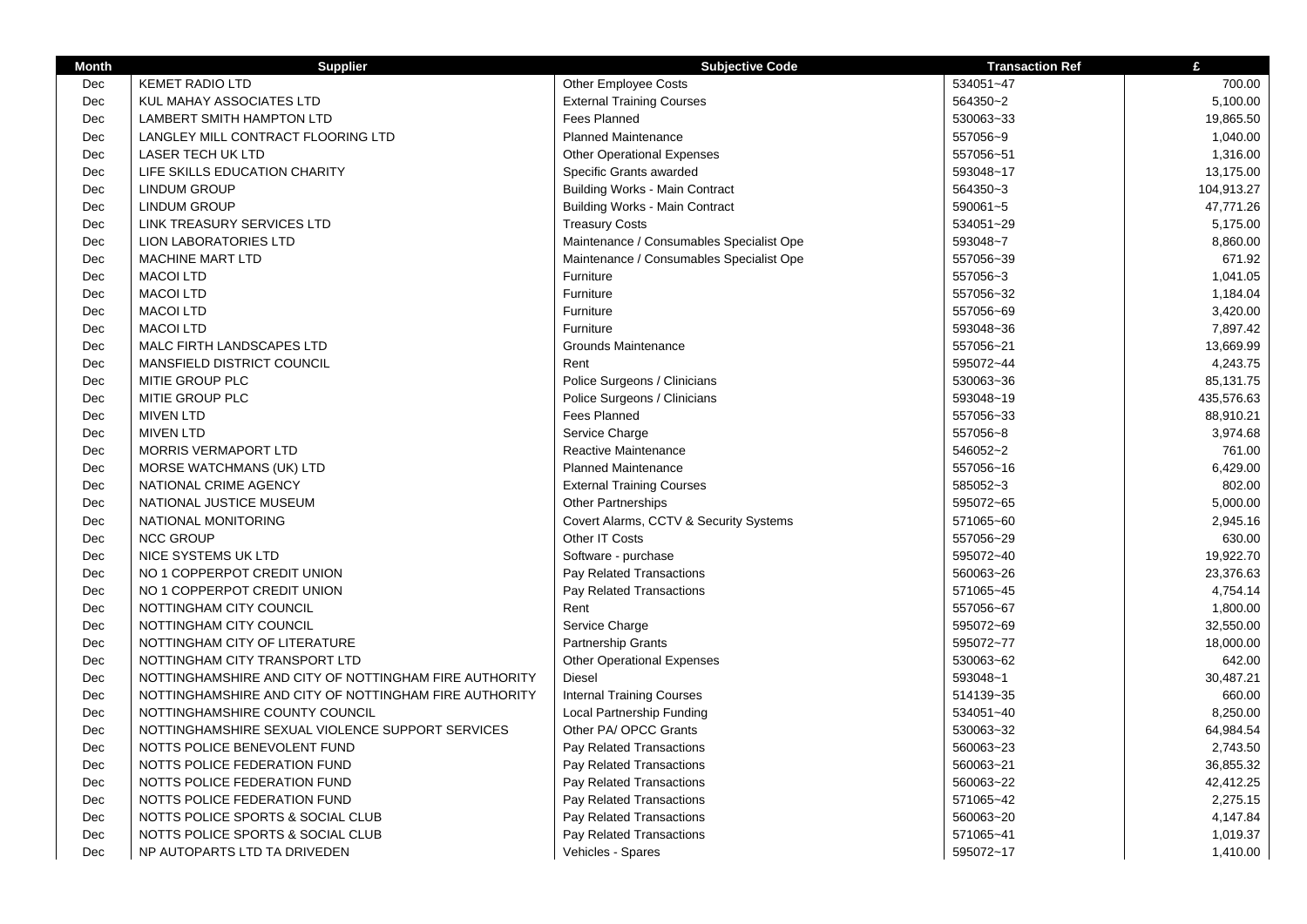| Month | Supplier | Subjective Code | Transaction Ref | £ |
|---|---|---|---|---|
| Dec | KEMET RADIO LTD | Other Employee Costs | 534051~47 | 700.00 |
| Dec | KUL MAHAY ASSOCIATES LTD | External Training Courses | 564350~2 | 5,100.00 |
| Dec | LAMBERT SMITH HAMPTON LTD | Fees Planned | 530063~33 | 19,865.50 |
| Dec | LANGLEY MILL CONTRACT FLOORING LTD | Planned Maintenance | 557056~9 | 1,040.00 |
| Dec | LASER TECH UK LTD | Other Operational Expenses | 557056~51 | 1,316.00 |
| Dec | LIFE SKILLS EDUCATION CHARITY | Specific Grants awarded | 593048~17 | 13,175.00 |
| Dec | LINDUM GROUP | Building Works - Main Contract | 564350~3 | 104,913.27 |
| Dec | LINDUM GROUP | Building Works - Main Contract | 590061~5 | 47,771.26 |
| Dec | LINK TREASURY SERVICES LTD | Treasury Costs | 534051~29 | 5,175.00 |
| Dec | LION LABORATORIES LTD | Maintenance / Consumables Specialist Ope | 593048~7 | 8,860.00 |
| Dec | MACHINE MART LTD | Maintenance / Consumables Specialist Ope | 557056~39 | 671.92 |
| Dec | MACOI LTD | Furniture | 557056~3 | 1,041.05 |
| Dec | MACOI LTD | Furniture | 557056~32 | 1,184.04 |
| Dec | MACOI LTD | Furniture | 557056~69 | 3,420.00 |
| Dec | MACOI LTD | Furniture | 593048~36 | 7,897.42 |
| Dec | MALC FIRTH LANDSCAPES LTD | Grounds Maintenance | 557056~21 | 13,669.99 |
| Dec | MANSFIELD DISTRICT COUNCIL | Rent | 595072~44 | 4,243.75 |
| Dec | MITIE GROUP PLC | Police Surgeons / Clinicians | 530063~36 | 85,131.75 |
| Dec | MITIE GROUP PLC | Police Surgeons / Clinicians | 593048~19 | 435,576.63 |
| Dec | MIVEN LTD | Fees Planned | 557056~33 | 88,910.21 |
| Dec | MIVEN LTD | Service Charge | 557056~8 | 3,974.68 |
| Dec | MORRIS VERMAPORT LTD | Reactive Maintenance | 546052~2 | 761.00 |
| Dec | MORSE WATCHMANS (UK) LTD | Planned Maintenance | 557056~16 | 6,429.00 |
| Dec | NATIONAL CRIME AGENCY | External Training Courses | 585052~3 | 802.00 |
| Dec | NATIONAL JUSTICE MUSEUM | Other Partnerships | 595072~65 | 5,000.00 |
| Dec | NATIONAL MONITORING | Covert Alarms, CCTV & Security Systems | 571065~60 | 2,945.16 |
| Dec | NCC GROUP | Other IT Costs | 557056~29 | 630.00 |
| Dec | NICE SYSTEMS UK LTD | Software - purchase | 595072~40 | 19,922.70 |
| Dec | NO 1 COPPERPOT CREDIT UNION | Pay Related Transactions | 560063~26 | 23,376.63 |
| Dec | NO 1 COPPERPOT CREDIT UNION | Pay Related Transactions | 571065~45 | 4,754.14 |
| Dec | NOTTINGHAM CITY COUNCIL | Rent | 557056~67 | 1,800.00 |
| Dec | NOTTINGHAM CITY COUNCIL | Service Charge | 595072~69 | 32,550.00 |
| Dec | NOTTINGHAM CITY OF LITERATURE | Partnership Grants | 595072~77 | 18,000.00 |
| Dec | NOTTINGHAM CITY TRANSPORT LTD | Other Operational Expenses | 530063~62 | 642.00 |
| Dec | NOTTINGHAMSHIRE AND CITY OF NOTTINGHAM FIRE AUTHORITY | Diesel | 593048~1 | 30,487.21 |
| Dec | NOTTINGHAMSHIRE AND CITY OF NOTTINGHAM FIRE AUTHORITY | Internal Training Courses | 514139~35 | 660.00 |
| Dec | NOTTINGHAMSHIRE COUNTY COUNCIL | Local Partnership Funding | 534051~40 | 8,250.00 |
| Dec | NOTTINGHAMSHIRE SEXUAL VIOLENCE SUPPORT SERVICES | Other PA/ OPCC Grants | 530063~32 | 64,984.54 |
| Dec | NOTTS POLICE BENEVOLENT FUND | Pay Related Transactions | 560063~23 | 2,743.50 |
| Dec | NOTTS POLICE FEDERATION FUND | Pay Related Transactions | 560063~21 | 36,855.32 |
| Dec | NOTTS POLICE FEDERATION FUND | Pay Related Transactions | 560063~22 | 42,412.25 |
| Dec | NOTTS POLICE FEDERATION FUND | Pay Related Transactions | 571065~42 | 2,275.15 |
| Dec | NOTTS POLICE SPORTS & SOCIAL CLUB | Pay Related Transactions | 560063~20 | 4,147.84 |
| Dec | NOTTS POLICE SPORTS & SOCIAL CLUB | Pay Related Transactions | 571065~41 | 1,019.37 |
| Dec | NP AUTOPARTS LTD TA DRIVEDEN | Vehicles - Spares | 595072~17 | 1,410.00 |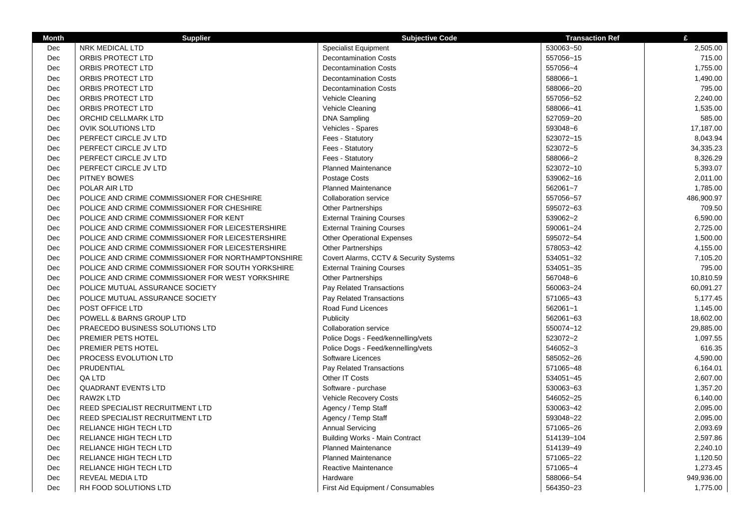| Month | Supplier | Subjective Code | Transaction Ref | £ |
|---|---|---|---|---|
| Dec | NRK MEDICAL LTD | Specialist Equipment | 530063~50 | 2,505.00 |
| Dec | ORBIS PROTECT LTD | Decontamination Costs | 557056~15 | 715.00 |
| Dec | ORBIS PROTECT LTD | Decontamination Costs | 557056~4 | 1,755.00 |
| Dec | ORBIS PROTECT LTD | Decontamination Costs | 588066~1 | 1,490.00 |
| Dec | ORBIS PROTECT LTD | Decontamination Costs | 588066~20 | 795.00 |
| Dec | ORBIS PROTECT LTD | Vehicle Cleaning | 557056~52 | 2,240.00 |
| Dec | ORBIS PROTECT LTD | Vehicle Cleaning | 588066~41 | 1,535.00 |
| Dec | ORCHID CELLMARK LTD | DNA Sampling | 527059~20 | 585.00 |
| Dec | OVIK SOLUTIONS LTD | Vehicles - Spares | 593048~6 | 17,187.00 |
| Dec | PERFECT CIRCLE JV LTD | Fees - Statutory | 523072~15 | 8,043.94 |
| Dec | PERFECT CIRCLE JV LTD | Fees - Statutory | 523072~5 | 34,335.23 |
| Dec | PERFECT CIRCLE JV LTD | Fees - Statutory | 588066~2 | 8,326.29 |
| Dec | PERFECT CIRCLE JV LTD | Planned Maintenance | 523072~10 | 5,393.07 |
| Dec | PITNEY BOWES | Postage Costs | 539062~16 | 2,011.00 |
| Dec | POLAR AIR LTD | Planned Maintenance | 562061~7 | 1,785.00 |
| Dec | POLICE AND CRIME COMMISSIONER FOR CHESHIRE | Collaboration service | 557056~57 | 486,900.97 |
| Dec | POLICE AND CRIME COMMISSIONER FOR CHESHIRE | Other Partnerships | 595072~63 | 709.50 |
| Dec | POLICE AND CRIME COMMISSIONER FOR KENT | External Training Courses | 539062~2 | 6,590.00 |
| Dec | POLICE AND CRIME COMMISSIONER FOR LEICESTERSHIRE | External Training Courses | 590061~24 | 2,725.00 |
| Dec | POLICE AND CRIME COMMISSIONER FOR LEICESTERSHIRE | Other Operational Expenses | 595072~54 | 1,500.00 |
| Dec | POLICE AND CRIME COMMISSIONER FOR LEICESTERSHIRE | Other Partnerships | 578053~42 | 4,155.00 |
| Dec | POLICE AND CRIME COMMISSIONER FOR NORTHAMPTONSHIRE | Covert Alarms, CCTV & Security Systems | 534051~32 | 7,105.20 |
| Dec | POLICE AND CRIME COMMISSIONER FOR SOUTH YORKSHIRE | External Training Courses | 534051~35 | 795.00 |
| Dec | POLICE AND CRIME COMMISSIONER FOR WEST YORKSHIRE | Other Partnerships | 567048~6 | 10,810.59 |
| Dec | POLICE MUTUAL ASSURANCE SOCIETY | Pay Related Transactions | 560063~24 | 60,091.27 |
| Dec | POLICE MUTUAL ASSURANCE SOCIETY | Pay Related Transactions | 571065~43 | 5,177.45 |
| Dec | POST OFFICE LTD | Road Fund Licences | 562061~1 | 1,145.00 |
| Dec | POWELL & BARNS GROUP LTD | Publicity | 562061~63 | 18,602.00 |
| Dec | PRAECEDO BUSINESS SOLUTIONS LTD | Collaboration service | 550074~12 | 29,885.00 |
| Dec | PREMIER PETS HOTEL | Police Dogs - Feed/kennelling/vets | 523072~2 | 1,097.55 |
| Dec | PREMIER PETS HOTEL | Police Dogs - Feed/kennelling/vets | 546052~3 | 616.35 |
| Dec | PROCESS EVOLUTION LTD | Software Licences | 585052~26 | 4,590.00 |
| Dec | PRUDENTIAL | Pay Related Transactions | 571065~48 | 6,164.01 |
| Dec | QA LTD | Other IT Costs | 534051~45 | 2,607.00 |
| Dec | QUADRANT EVENTS LTD | Software - purchase | 530063~63 | 1,357.20 |
| Dec | RAW2K LTD | Vehicle Recovery Costs | 546052~25 | 6,140.00 |
| Dec | REED SPECIALIST RECRUITMENT LTD | Agency / Temp Staff | 530063~42 | 2,095.00 |
| Dec | REED SPECIALIST RECRUITMENT LTD | Agency / Temp Staff | 593048~22 | 2,095.00 |
| Dec | RELIANCE HIGH TECH LTD | Annual Servicing | 571065~26 | 2,093.69 |
| Dec | RELIANCE HIGH TECH LTD | Building Works - Main Contract | 514139~104 | 2,597.86 |
| Dec | RELIANCE HIGH TECH LTD | Planned Maintenance | 514139~49 | 2,240.10 |
| Dec | RELIANCE HIGH TECH LTD | Planned Maintenance | 571065~22 | 1,120.50 |
| Dec | RELIANCE HIGH TECH LTD | Reactive Maintenance | 571065~4 | 1,273.45 |
| Dec | REVEAL MEDIA LTD | Hardware | 588066~54 | 949,936.00 |
| Dec | RH FOOD SOLUTIONS LTD | First Aid Equipment / Consumables | 564350~23 | 1,775.00 |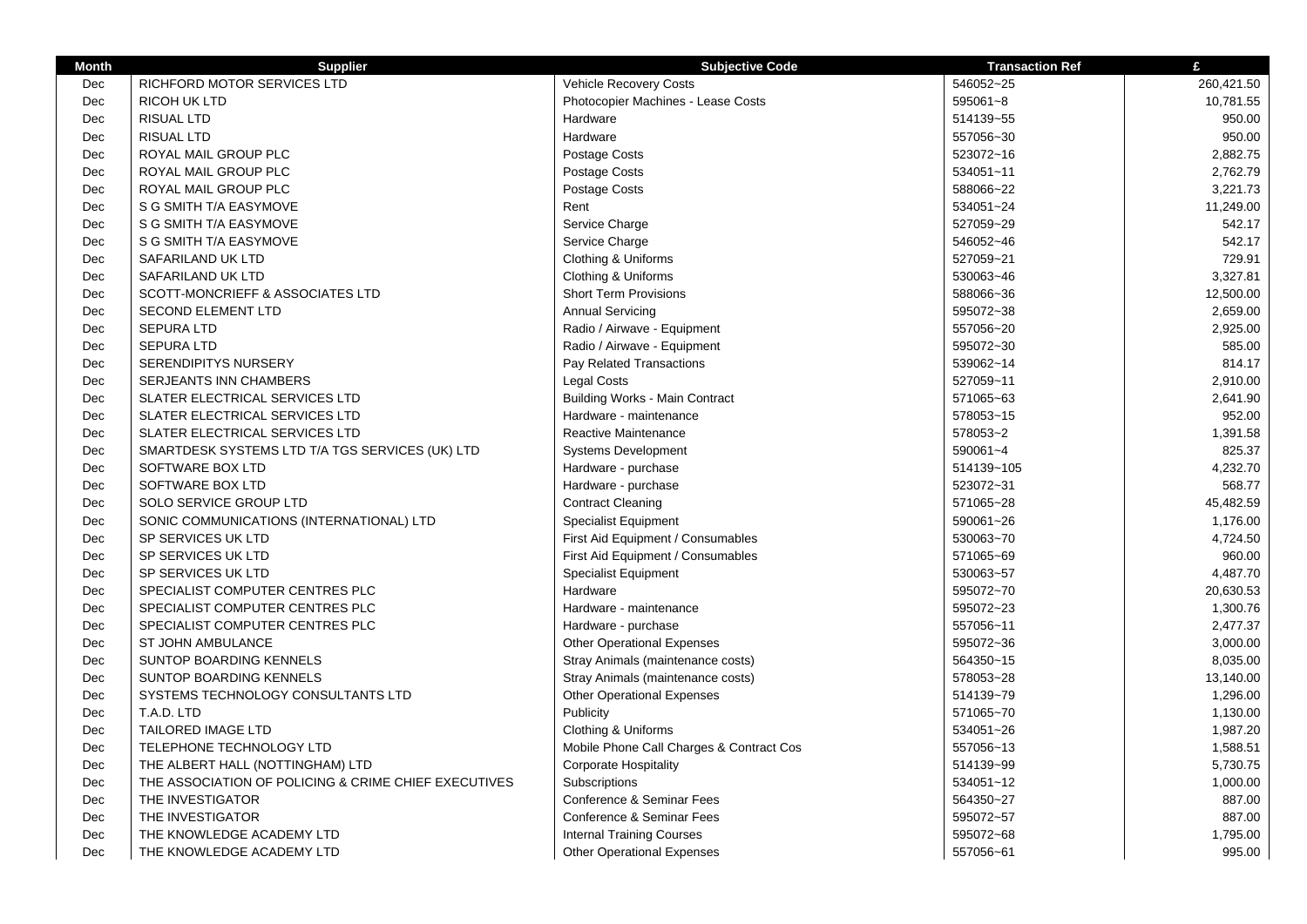| Month | Supplier | Subjective Code | Transaction Ref | £ |
|---|---|---|---|---|
| Dec | RICHFORD MOTOR SERVICES LTD | Vehicle Recovery Costs | 546052~25 | 260,421.50 |
| Dec | RICOH UK LTD | Photocopier Machines - Lease Costs | 595061~8 | 10,781.55 |
| Dec | RISUAL LTD | Hardware | 514139~55 | 950.00 |
| Dec | RISUAL LTD | Hardware | 557056~30 | 950.00 |
| Dec | ROYAL MAIL GROUP PLC | Postage Costs | 523072~16 | 2,882.75 |
| Dec | ROYAL MAIL GROUP PLC | Postage Costs | 534051~11 | 2,762.79 |
| Dec | ROYAL MAIL GROUP PLC | Postage Costs | 588066~22 | 3,221.73 |
| Dec | S G SMITH T/A EASYMOVE | Rent | 534051~24 | 11,249.00 |
| Dec | S G SMITH T/A EASYMOVE | Service Charge | 527059~29 | 542.17 |
| Dec | S G SMITH T/A EASYMOVE | Service Charge | 546052~46 | 542.17 |
| Dec | SAFARILAND UK LTD | Clothing & Uniforms | 527059~21 | 729.91 |
| Dec | SAFARILAND UK LTD | Clothing & Uniforms | 530063~46 | 3,327.81 |
| Dec | SCOTT-MONCRIEFF & ASSOCIATES LTD | Short Term Provisions | 588066~36 | 12,500.00 |
| Dec | SECOND ELEMENT LTD | Annual Servicing | 595072~38 | 2,659.00 |
| Dec | SEPURA LTD | Radio / Airwave - Equipment | 557056~20 | 2,925.00 |
| Dec | SEPURA LTD | Radio / Airwave - Equipment | 595072~30 | 585.00 |
| Dec | SERENDIPITYS NURSERY | Pay Related Transactions | 539062~14 | 814.17 |
| Dec | SERJEANTS INN CHAMBERS | Legal Costs | 527059~11 | 2,910.00 |
| Dec | SLATER ELECTRICAL SERVICES LTD | Building Works - Main Contract | 571065~63 | 2,641.90 |
| Dec | SLATER ELECTRICAL SERVICES LTD | Hardware - maintenance | 578053~15 | 952.00 |
| Dec | SLATER ELECTRICAL SERVICES LTD | Reactive Maintenance | 578053~2 | 1,391.58 |
| Dec | SMARTDESK SYSTEMS LTD T/A TGS SERVICES (UK) LTD | Systems Development | 590061~4 | 825.37 |
| Dec | SOFTWARE BOX LTD | Hardware - purchase | 514139~105 | 4,232.70 |
| Dec | SOFTWARE BOX LTD | Hardware - purchase | 523072~31 | 568.77 |
| Dec | SOLO SERVICE GROUP LTD | Contract Cleaning | 571065~28 | 45,482.59 |
| Dec | SONIC COMMUNICATIONS (INTERNATIONAL) LTD | Specialist Equipment | 590061~26 | 1,176.00 |
| Dec | SP SERVICES UK LTD | First Aid Equipment / Consumables | 530063~70 | 4,724.50 |
| Dec | SP SERVICES UK LTD | First Aid Equipment / Consumables | 571065~69 | 960.00 |
| Dec | SP SERVICES UK LTD | Specialist Equipment | 530063~57 | 4,487.70 |
| Dec | SPECIALIST COMPUTER CENTRES PLC | Hardware | 595072~70 | 20,630.53 |
| Dec | SPECIALIST COMPUTER CENTRES PLC | Hardware - maintenance | 595072~23 | 1,300.76 |
| Dec | SPECIALIST COMPUTER CENTRES PLC | Hardware - purchase | 557056~11 | 2,477.37 |
| Dec | ST JOHN AMBULANCE | Other Operational Expenses | 595072~36 | 3,000.00 |
| Dec | SUNTOP BOARDING KENNELS | Stray Animals (maintenance costs) | 564350~15 | 8,035.00 |
| Dec | SUNTOP BOARDING KENNELS | Stray Animals (maintenance costs) | 578053~28 | 13,140.00 |
| Dec | SYSTEMS TECHNOLOGY CONSULTANTS LTD | Other Operational Expenses | 514139~79 | 1,296.00 |
| Dec | T.A.D. LTD | Publicity | 571065~70 | 1,130.00 |
| Dec | TAILORED IMAGE LTD | Clothing & Uniforms | 534051~26 | 1,987.20 |
| Dec | TELEPHONE TECHNOLOGY LTD | Mobile Phone Call Charges & Contract Cos | 557056~13 | 1,588.51 |
| Dec | THE ALBERT HALL (NOTTINGHAM) LTD | Corporate Hospitality | 514139~99 | 5,730.75 |
| Dec | THE ASSOCIATION OF POLICING & CRIME CHIEF EXECUTIVES | Subscriptions | 534051~12 | 1,000.00 |
| Dec | THE INVESTIGATOR | Conference & Seminar Fees | 564350~27 | 887.00 |
| Dec | THE INVESTIGATOR | Conference & Seminar Fees | 595072~57 | 887.00 |
| Dec | THE KNOWLEDGE ACADEMY LTD | Internal Training Courses | 595072~68 | 1,795.00 |
| Dec | THE KNOWLEDGE ACADEMY LTD | Other Operational Expenses | 557056~61 | 995.00 |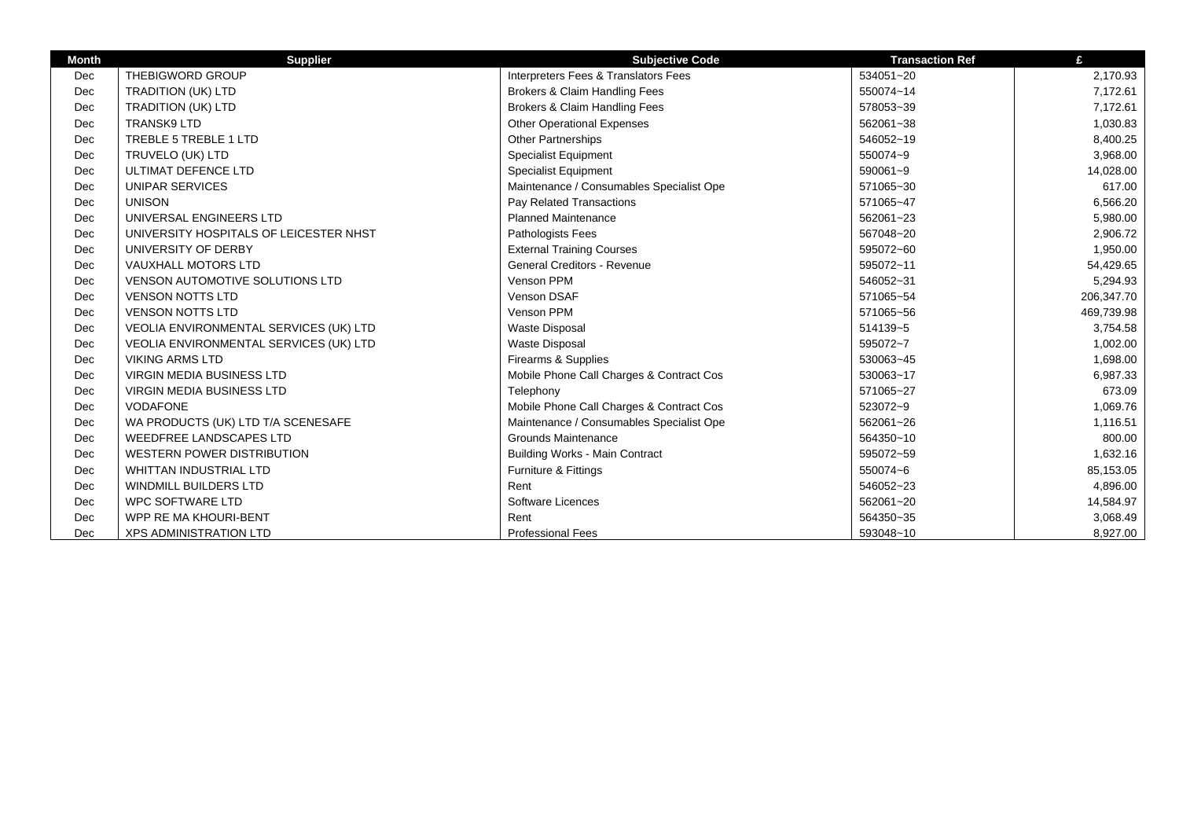| Month | Supplier | Subjective Code | Transaction Ref | £ |
|---|---|---|---|---|
| Dec | THEBIGWORD GROUP | Interpreters Fees & Translators Fees | 534051~20 | 2,170.93 |
| Dec | TRADITION (UK) LTD | Brokers & Claim Handling Fees | 550074~14 | 7,172.61 |
| Dec | TRADITION (UK) LTD | Brokers & Claim Handling Fees | 578053~39 | 7,172.61 |
| Dec | TRANSK9 LTD | Other Operational Expenses | 562061~38 | 1,030.83 |
| Dec | TREBLE 5 TREBLE 1 LTD | Other Partnerships | 546052~19 | 8,400.25 |
| Dec | TRUVELO (UK) LTD | Specialist Equipment | 550074~9 | 3,968.00 |
| Dec | ULTIMAT DEFENCE LTD | Specialist Equipment | 590061~9 | 14,028.00 |
| Dec | UNIPAR SERVICES | Maintenance / Consumables Specialist Ope | 571065~30 | 617.00 |
| Dec | UNISON | Pay Related Transactions | 571065~47 | 6,566.20 |
| Dec | UNIVERSAL ENGINEERS LTD | Planned Maintenance | 562061~23 | 5,980.00 |
| Dec | UNIVERSITY HOSPITALS OF LEICESTER NHST | Pathologists Fees | 567048~20 | 2,906.72 |
| Dec | UNIVERSITY OF DERBY | External Training Courses | 595072~60 | 1,950.00 |
| Dec | VAUXHALL MOTORS LTD | General Creditors - Revenue | 595072~11 | 54,429.65 |
| Dec | VENSON AUTOMOTIVE SOLUTIONS LTD | Venson PPM | 546052~31 | 5,294.93 |
| Dec | VENSON NOTTS LTD | Venson DSAF | 571065~54 | 206,347.70 |
| Dec | VENSON NOTTS LTD | Venson PPM | 571065~56 | 469,739.98 |
| Dec | VEOLIA ENVIRONMENTAL SERVICES (UK) LTD | Waste Disposal | 514139~5 | 3,754.58 |
| Dec | VEOLIA ENVIRONMENTAL SERVICES (UK) LTD | Waste Disposal | 595072~7 | 1,002.00 |
| Dec | VIKING ARMS LTD | Firearms & Supplies | 530063~45 | 1,698.00 |
| Dec | VIRGIN MEDIA BUSINESS LTD | Mobile Phone Call Charges & Contract Cos | 530063~17 | 6,987.33 |
| Dec | VIRGIN MEDIA BUSINESS LTD | Telephony | 571065~27 | 673.09 |
| Dec | VODAFONE | Mobile Phone Call Charges & Contract Cos | 523072~9 | 1,069.76 |
| Dec | WA PRODUCTS (UK) LTD T/A SCENESAFE | Maintenance / Consumables Specialist Ope | 562061~26 | 1,116.51 |
| Dec | WEEDFREE LANDSCAPES LTD | Grounds Maintenance | 564350~10 | 800.00 |
| Dec | WESTERN POWER DISTRIBUTION | Building Works - Main Contract | 595072~59 | 1,632.16 |
| Dec | WHITTAN INDUSTRIAL LTD | Furniture & Fittings | 550074~6 | 85,153.05 |
| Dec | WINDMILL BUILDERS LTD | Rent | 546052~23 | 4,896.00 |
| Dec | WPC SOFTWARE LTD | Software Licences | 562061~20 | 14,584.97 |
| Dec | WPP RE MA KHOURI-BENT | Rent | 564350~35 | 3,068.49 |
| Dec | XPS ADMINISTRATION LTD | Professional Fees | 593048~10 | 8,927.00 |